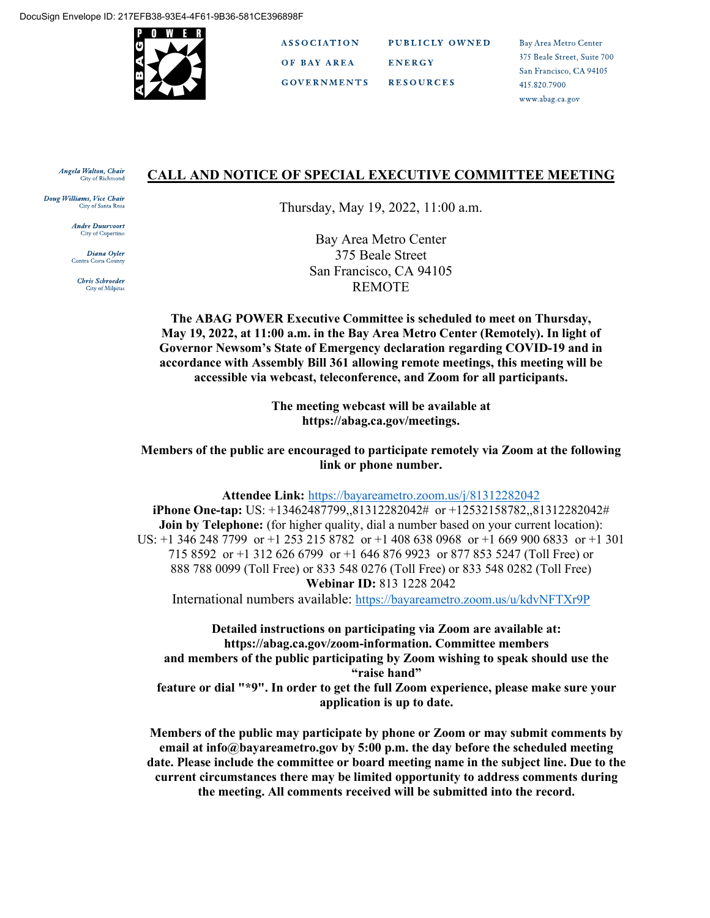DocuSign Envelope ID: 217EFB38-93E4-4F61-9B36-581CE396898F

ASSOCIATION OF BAY AREA GOVERNMENTS

PUBLICLY OWNED ENERGY RESOURCES

Bay Area Metro Center
375 Beale Street, Suite 700
San Francisco, CA 94105
415.820.7900
www.abag.ca.gov

*Angela Walton, Chair*
City of Richmond

*Doug Williams, Vice Chair*
City of Santa Rosa

*Andre Duurvoort*
City of Cupertino

*Diana Oyler*
Contra Costa County

*Chris Schroeder*
City of Milpitas

# CALL AND NOTICE OF SPECIAL EXECUTIVE COMMITTEE MEETING

Thursday, May 19, 2022, 11:00 a.m.

Bay Area Metro Center
375 Beale Street
San Francisco, CA 94105
REMOTE

**The ABAG POWER Executive Committee is scheduled to meet on Thursday, May 19, 2022, at 11:00 a.m. in the Bay Area Metro Center (Remotely). In light of Governor Newsom's State of Emergency declaration regarding COVID-19 and in accordance with Assembly Bill 361 allowing remote meetings, this meeting will be accessible via webcast, teleconference, and Zoom for all participants.**

**The meeting webcast will be available at https://abag.ca.gov/meetings.**

**Members of the public are encouraged to participate remotely via Zoom at the following link or phone number.**

**Attendee Link:** https://bayareametro.zoom.us/j/81312282042
**iPhone One-tap:** US: +13462487799,,81312282042# or +12532158782,,81312282042#
**Join by Telephone:** (for higher quality, dial a number based on your current location):
US: +1 346 248 7799 or +1 253 215 8782 or +1 408 638 0968 or +1 669 900 6833 or +1 301 715 8592 or +1 312 626 6799 or +1 646 876 9923 or 877 853 5247 (Toll Free) or 888 788 0099 (Toll Free) or 833 548 0276 (Toll Free) or 833 548 0282 (Toll Free)
**Webinar ID:** 813 1228 2042
International numbers available: https://bayareametro.zoom.us/u/kdvNFTXr9P

**Detailed instructions on participating via Zoom are available at: https://abag.ca.gov/zoom-information. Committee members and members of the public participating by Zoom wishing to speak should use the "raise hand" feature or dial "*9". In order to get the full Zoom experience, please make sure your application is up to date.**

**Members of the public may participate by phone or Zoom or may submit comments by email at info@bayareametro.gov by 5:00 p.m. the day before the scheduled meeting date. Please include the committee or board meeting name in the subject line. Due to the current circumstances there may be limited opportunity to address comments during the meeting. All comments received will be submitted into the record.**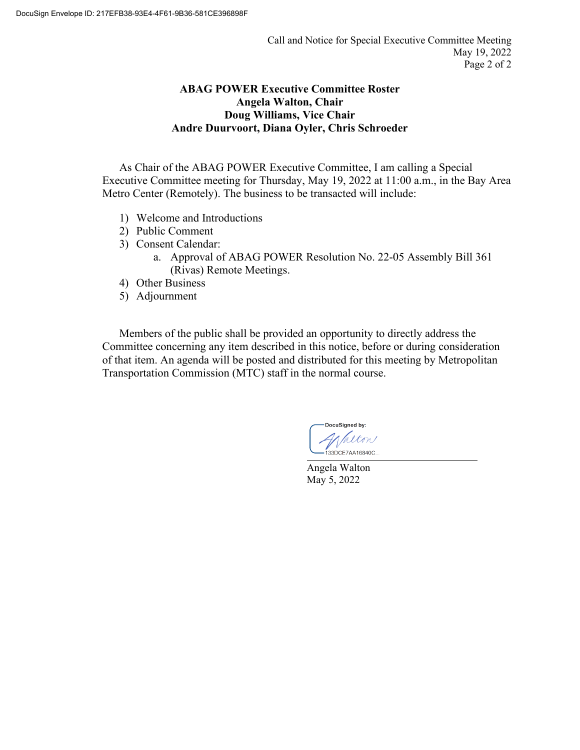## ABAG POWER Executive Committee Roster

**Angela Walton, Chair**
**Doug Williams, Vice Chair**
**Andre Duurvoort, Diana Oyler, Chris Schroeder**

As Chair of the ABAG POWER Executive Committee, I am calling a Special Executive Committee meeting for Thursday, May 19, 2022 at 11:00 a.m., in the Bay Area Metro Center (Remotely). The business to be transacted will include:

1) Welcome and Introductions
2) Public Comment
3) Consent Calendar:
   a. Approval of ABAG POWER Resolution No. 22-05 Assembly Bill 361 (Rivas) Remote Meetings.
4) Other Business
5) Adjournment

Members of the public shall be provided an opportunity to directly address the Committee concerning any item described in this notice, before or during consideration of that item. An agenda will be posted and distributed for this meeting by Metropolitan Transportation Commission (MTC) staff in the normal course.

DocuSigned by:
Walton
133DCE7AA16840C...

Angela Walton
May 5, 2022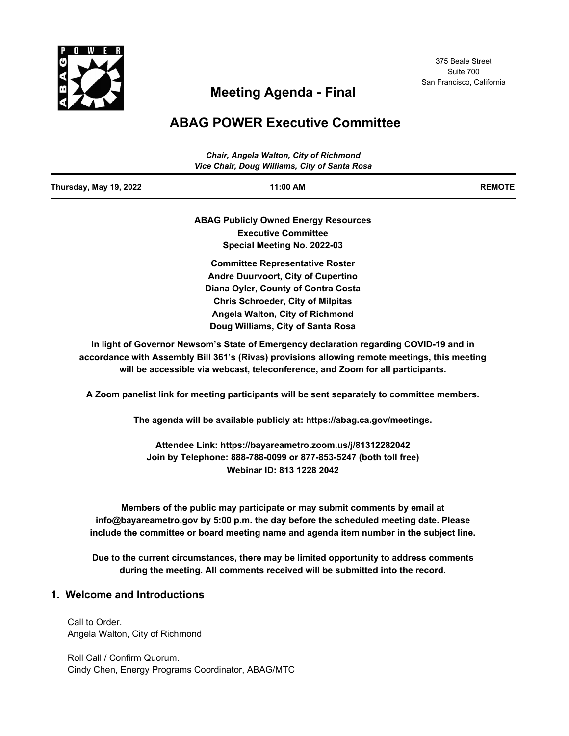375 Beale Street
Suite 700
San Francisco, California

# Meeting Agenda - Final

# ABAG POWER Executive Committee

*Chair, Angela Walton, City of Richmond*
*Vice Chair, Doug Williams, City of Santa Rosa*

| Thursday, May 19, 2022 | 11:00 AM | REMOTE |
|---|---|---|

**ABAG Publicly Owned Energy Resources**
**Executive Committee**
**Special Meeting No. 2022-03**

**Committee Representative Roster**
**Andre Duurvoort, City of Cupertino**
**Diana Oyler, County of Contra Costa**
**Chris Schroeder, City of Milpitas**
**Angela Walton, City of Richmond**
**Doug Williams, City of Santa Rosa**

**In light of Governor Newsom's State of Emergency declaration regarding COVID-19 and in accordance with Assembly Bill 361's (Rivas) provisions allowing remote meetings, this meeting will be accessible via webcast, teleconference, and Zoom for all participants.**

**A Zoom panelist link for meeting participants will be sent separately to committee members.**

**The agenda will be available publicly at: https://abag.ca.gov/meetings.**

**Attendee Link: https://bayareametro.zoom.us/j/81312282042**
**Join by Telephone: 888-788-0099 or 877-853-5247 (both toll free)**
**Webinar ID: 813 1228 2042**

**Members of the public may participate or may submit comments by email at info@bayareametro.gov by 5:00 p.m. the day before the scheduled meeting date. Please include the committee or board meeting name and agenda item number in the subject line.**

**Due to the current circumstances, there may be limited opportunity to address comments during the meeting. All comments received will be submitted into the record.**

## 1. Welcome and Introductions

Call to Order.
Angela Walton, City of Richmond

Roll Call / Confirm Quorum.
Cindy Chen, Energy Programs Coordinator, ABAG/MTC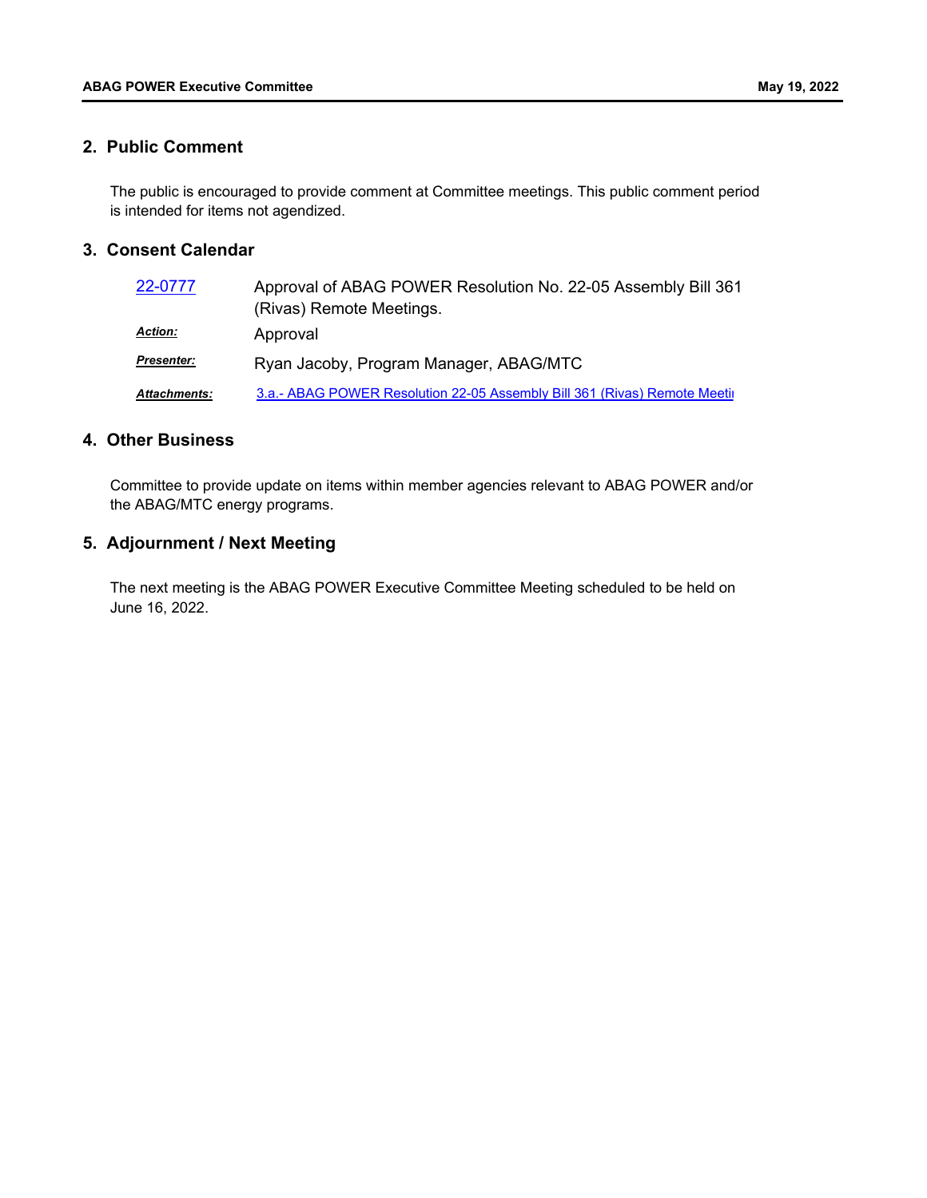## 2. Public Comment

The public is encouraged to provide comment at Committee meetings. This public comment period is intended for items not agendized.

## 3. Consent Calendar

| | |
|---|---|
| 22-0777 | Approval of ABAG POWER Resolution No. 22-05 Assembly Bill 361 (Rivas) Remote Meetings. |
| ***Action:*** | Approval |
| ***Presenter:*** | Ryan Jacoby, Program Manager, ABAG/MTC |
| ***Attachments:*** | 3.a.- ABAG POWER Resolution 22-05 Assembly Bill 361 (Rivas) Remote Meeti |

## 4. Other Business

Committee to provide update on items within member agencies relevant to ABAG POWER and/or the ABAG/MTC energy programs.

## 5. Adjournment / Next Meeting

The next meeting is the ABAG POWER Executive Committee Meeting scheduled to be held on June 16, 2022.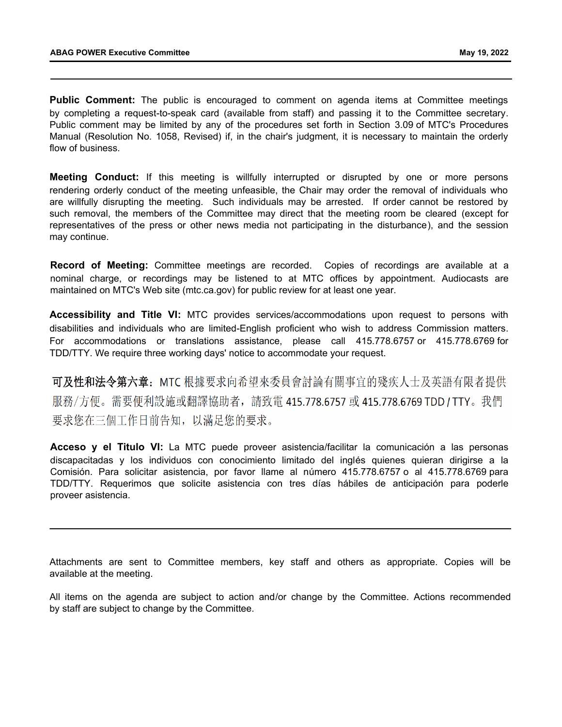**Public Comment:** The public is encouraged to comment on agenda items at Committee meetings by completing a request-to-speak card (available from staff) and passing it to the Committee secretary. Public comment may be limited by any of the procedures set forth in Section 3.09 of MTC's Procedures Manual (Resolution No. 1058, Revised) if, in the chair's judgment, it is necessary to maintain the orderly flow of business.

**Meeting Conduct:** If this meeting is willfully interrupted or disrupted by one or more persons rendering orderly conduct of the meeting unfeasible, the Chair may order the removal of individuals who are willfully disrupting the meeting. Such individuals may be arrested. If order cannot be restored by such removal, the members of the Committee may direct that the meeting room be cleared (except for representatives of the press or other news media not participating in the disturbance), and the session may continue.

**Record of Meeting:** Committee meetings are recorded. Copies of recordings are available at a nominal charge, or recordings may be listened to at MTC offices by appointment. Audiocasts are maintained on MTC's Web site (mtc.ca.gov) for public review for at least one year.

**Accessibility and Title VI:** MTC provides services/accommodations upon request to persons with disabilities and individuals who are limited-English proficient who wish to address Commission matters. For accommodations or translations assistance, please call 415.778.6757 or 415.778.6769 for TDD/TTY. We require three working days' notice to accommodate your request.

**可及性和法令第六章**：MTC 根據要求向希望來委員會討論有關事宜的殘疾人士及英語有限者提供服務/方便。需要便利設施或翻譯協助者，請致電 415.778.6757 或 415.778.6769 TDD / TTY。我們要求您在三個工作日前告知，以滿足您的要求。

**Acceso y el Titulo VI:** La MTC puede proveer asistencia/facilitar la comunicación a las personas discapacitadas y los individuos con conocimiento limitado del inglés quienes quieran dirigirse a la Comisión. Para solicitar asistencia, por favor llame al número 415.778.6757 o al 415.778.6769 para TDD/TTY. Requerimos que solicite asistencia con tres días hábiles de anticipación para poderle proveer asistencia.

---

Attachments are sent to Committee members, key staff and others as appropriate. Copies will be available at the meeting.

All items on the agenda are subject to action and/or change by the Committee. Actions recommended by staff are subject to change by the Committee.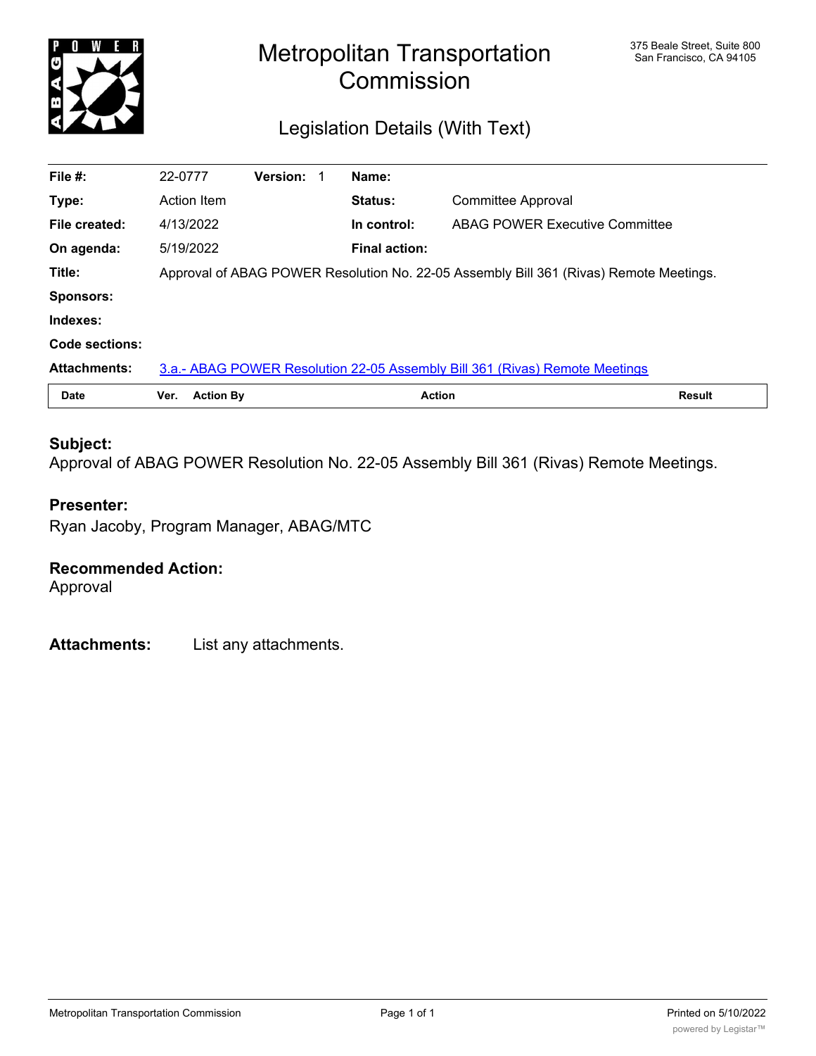# Metropolitan Transportation Commission

375 Beale Street, Suite 800
San Francisco, CA 94105

## Legislation Details (With Text)

| | | | | | |
|---|---|---|---|---|---|
| **File #:** | 22-0777 | **Version:** 1 | **Name:** | | |
| **Type:** | Action Item | | **Status:** | Committee Approval | |
| **File created:** | 4/13/2022 | | **In control:** | ABAG POWER Executive Committee | |
| **On agenda:** | 5/19/2022 | | **Final action:** | | |
| **Title:** | Approval of ABAG POWER Resolution No. 22-05 Assembly Bill 361 (Rivas) Remote Meetings. | | | | |
| **Sponsors:** | | | | | |
| **Indexes:** | | | | | |
| **Code sections:** | | | | | |
| **Attachments:** | 3.a.- ABAG POWER Resolution 22-05 Assembly Bill 361 (Rivas) Remote Meetings | | | | |

| Date | Ver. | Action By | Action | Result |
|---|---|---|---|---|

### Subject:
Approval of ABAG POWER Resolution No. 22-05 Assembly Bill 361 (Rivas) Remote Meetings.

### Presenter:
Ryan Jacoby, Program Manager, ABAG/MTC

### Recommended Action:
Approval

**Attachments:** List any attachments.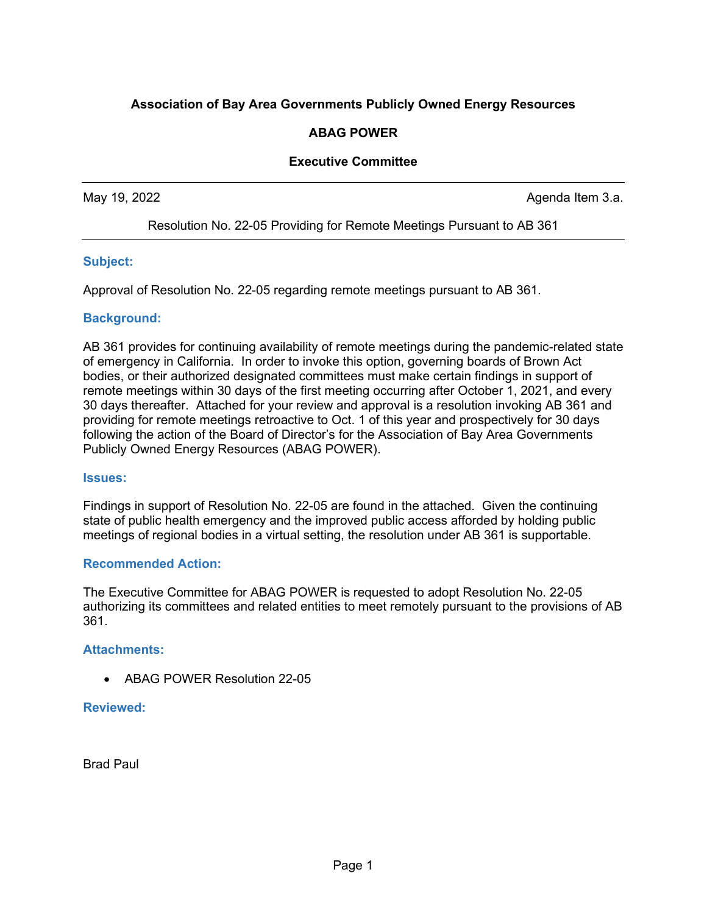**Association of Bay Area Governments Publicly Owned Energy Resources**

**ABAG POWER**

**Executive Committee**

---

May 19, 2022 Agenda Item 3.a.

Resolution No. 22-05 Providing for Remote Meetings Pursuant to AB 361

---

### Subject:

Approval of Resolution No. 22-05 regarding remote meetings pursuant to AB 361.

### Background:

AB 361 provides for continuing availability of remote meetings during the pandemic-related state of emergency in California. In order to invoke this option, governing boards of Brown Act bodies, or their authorized designated committees must make certain findings in support of remote meetings within 30 days of the first meeting occurring after October 1, 2021, and every 30 days thereafter. Attached for your review and approval is a resolution invoking AB 361 and providing for remote meetings retroactive to Oct. 1 of this year and prospectively for 30 days following the action of the Board of Director's for the Association of Bay Area Governments Publicly Owned Energy Resources (ABAG POWER).

### Issues:

Findings in support of Resolution No. 22-05 are found in the attached. Given the continuing state of public health emergency and the improved public access afforded by holding public meetings of regional bodies in a virtual setting, the resolution under AB 361 is supportable.

### Recommended Action:

The Executive Committee for ABAG POWER is requested to adopt Resolution No. 22-05 authorizing its committees and related entities to meet remotely pursuant to the provisions of AB 361.

### Attachments:

- ABAG POWER Resolution 22-05

### Reviewed:

Brad Paul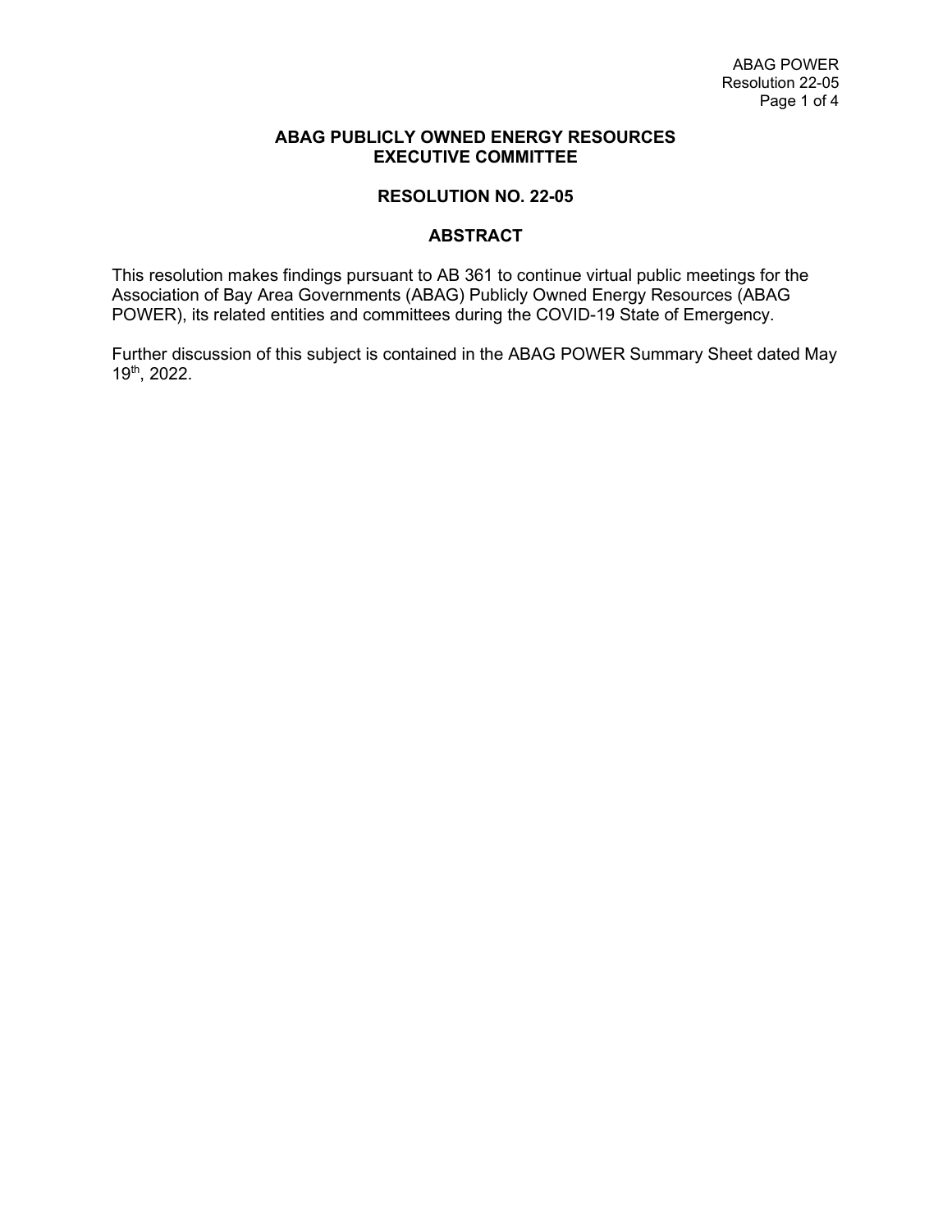**ABAG PUBLICLY OWNED ENERGY RESOURCES**
**EXECUTIVE COMMITTEE**

**RESOLUTION NO. 22-05**

**ABSTRACT**

This resolution makes findings pursuant to AB 361 to continue virtual public meetings for the Association of Bay Area Governments (ABAG) Publicly Owned Energy Resources (ABAG POWER), its related entities and committees during the COVID-19 State of Emergency.

Further discussion of this subject is contained in the ABAG POWER Summary Sheet dated May 19th, 2022.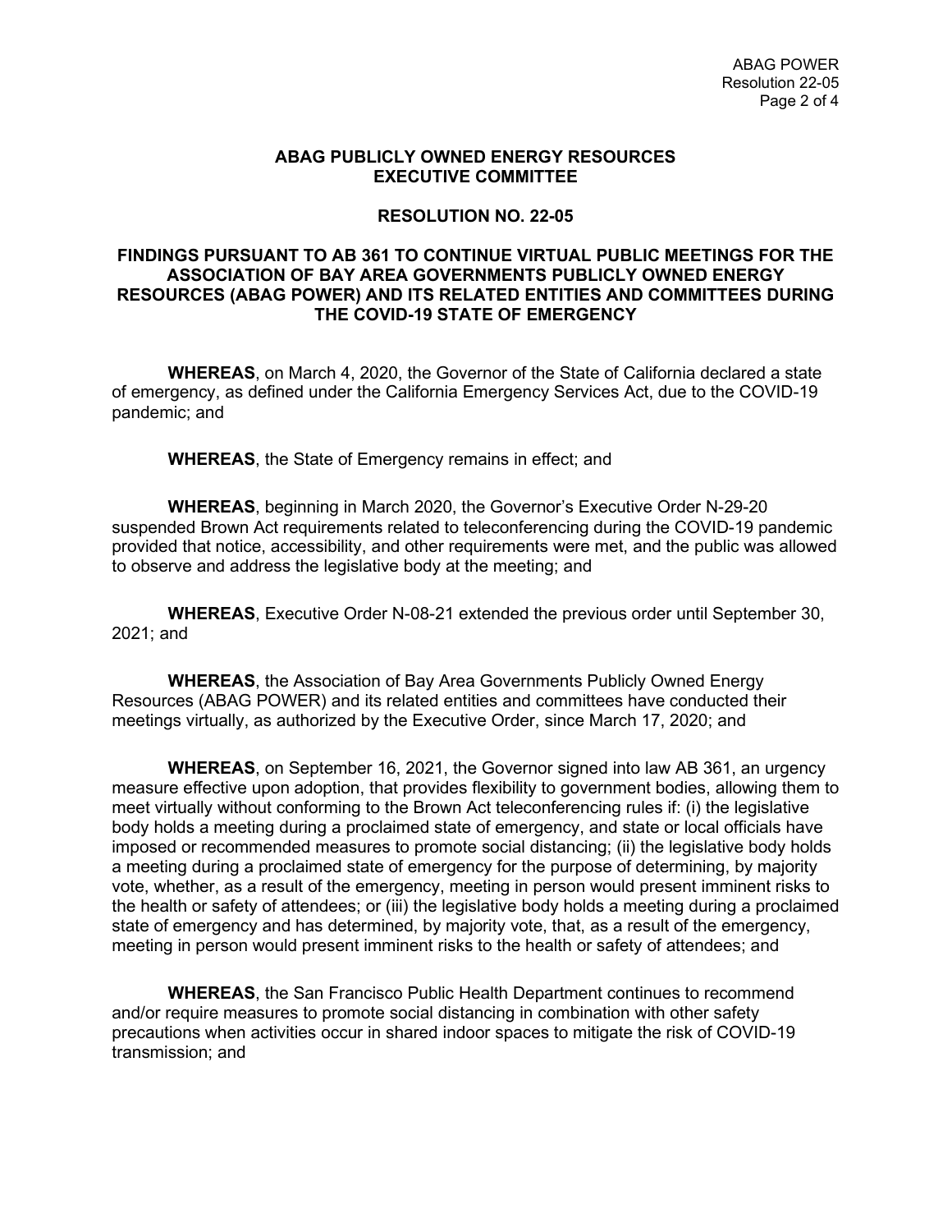## ABAG PUBLICLY OWNED ENERGY RESOURCES EXECUTIVE COMMITTEE

### RESOLUTION NO. 22-05

### FINDINGS PURSUANT TO AB 361 TO CONTINUE VIRTUAL PUBLIC MEETINGS FOR THE ASSOCIATION OF BAY AREA GOVERNMENTS PUBLICLY OWNED ENERGY RESOURCES (ABAG POWER) AND ITS RELATED ENTITIES AND COMMITTEES DURING THE COVID-19 STATE OF EMERGENCY

**WHEREAS**, on March 4, 2020, the Governor of the State of California declared a state of emergency, as defined under the California Emergency Services Act, due to the COVID-19 pandemic; and

**WHEREAS**, the State of Emergency remains in effect; and

**WHEREAS**, beginning in March 2020, the Governor's Executive Order N-29-20 suspended Brown Act requirements related to teleconferencing during the COVID-19 pandemic provided that notice, accessibility, and other requirements were met, and the public was allowed to observe and address the legislative body at the meeting; and

**WHEREAS**, Executive Order N-08-21 extended the previous order until September 30, 2021; and

**WHEREAS**, the Association of Bay Area Governments Publicly Owned Energy Resources (ABAG POWER) and its related entities and committees have conducted their meetings virtually, as authorized by the Executive Order, since March 17, 2020; and

**WHEREAS**, on September 16, 2021, the Governor signed into law AB 361, an urgency measure effective upon adoption, that provides flexibility to government bodies, allowing them to meet virtually without conforming to the Brown Act teleconferencing rules if: (i) the legislative body holds a meeting during a proclaimed state of emergency, and state or local officials have imposed or recommended measures to promote social distancing; (ii) the legislative body holds a meeting during a proclaimed state of emergency for the purpose of determining, by majority vote, whether, as a result of the emergency, meeting in person would present imminent risks to the health or safety of attendees; or (iii) the legislative body holds a meeting during a proclaimed state of emergency and has determined, by majority vote, that, as a result of the emergency, meeting in person would present imminent risks to the health or safety of attendees; and

**WHEREAS**, the San Francisco Public Health Department continues to recommend and/or require measures to promote social distancing in combination with other safety precautions when activities occur in shared indoor spaces to mitigate the risk of COVID-19 transmission; and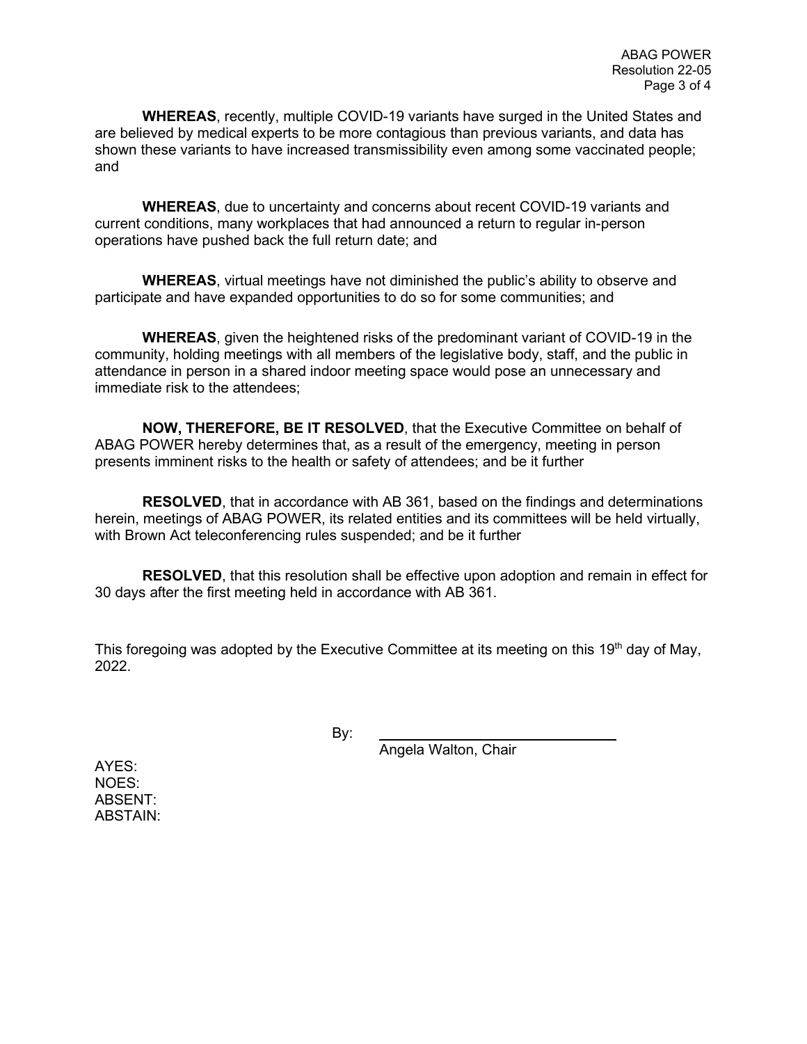**WHEREAS**, recently, multiple COVID-19 variants have surged in the United States and are believed by medical experts to be more contagious than previous variants, and data has shown these variants to have increased transmissibility even among some vaccinated people; and

**WHEREAS**, due to uncertainty and concerns about recent COVID-19 variants and current conditions, many workplaces that had announced a return to regular in-person operations have pushed back the full return date; and

**WHEREAS**, virtual meetings have not diminished the public's ability to observe and participate and have expanded opportunities to do so for some communities; and

**WHEREAS**, given the heightened risks of the predominant variant of COVID-19 in the community, holding meetings with all members of the legislative body, staff, and the public in attendance in person in a shared indoor meeting space would pose an unnecessary and immediate risk to the attendees;

**NOW, THEREFORE, BE IT RESOLVED**, that the Executive Committee on behalf of ABAG POWER hereby determines that, as a result of the emergency, meeting in person presents imminent risks to the health or safety of attendees; and be it further

**RESOLVED**, that in accordance with AB 361, based on the findings and determinations herein, meetings of ABAG POWER, its related entities and its committees will be held virtually, with Brown Act teleconferencing rules suspended; and be it further

**RESOLVED**, that this resolution shall be effective upon adoption and remain in effect for 30 days after the first meeting held in accordance with AB 361.

This foregoing was adopted by the Executive Committee at its meeting on this 19th day of May, 2022.

By: ______________________________

Angela Walton, Chair

AYES:
NOES:
ABSENT:
ABSTAIN: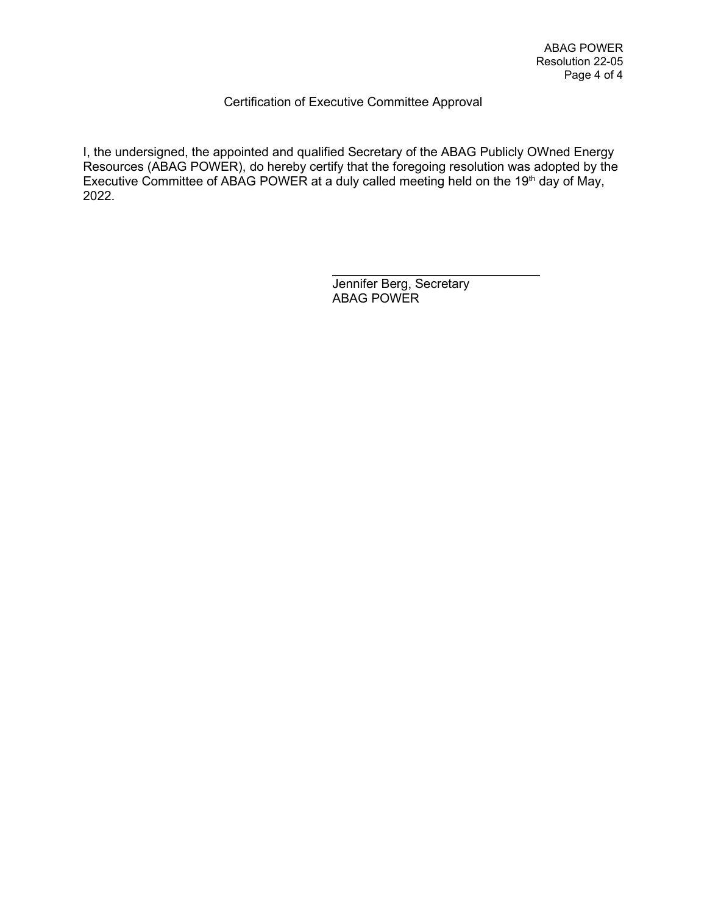## Certification of Executive Committee Approval

I, the undersigned, the appointed and qualified Secretary of the ABAG Publicly OWned Energy Resources (ABAG POWER), do hereby certify that the foregoing resolution was adopted by the Executive Committee of ABAG POWER at a duly called meeting held on the 19th day of May, 2022.

\_\_\_\_\_\_\_\_\_\_\_\_\_\_\_\_\_\_\_\_\_\_\_\_\_\_\_\_\_\_

Jennifer Berg, Secretary
ABAG POWER